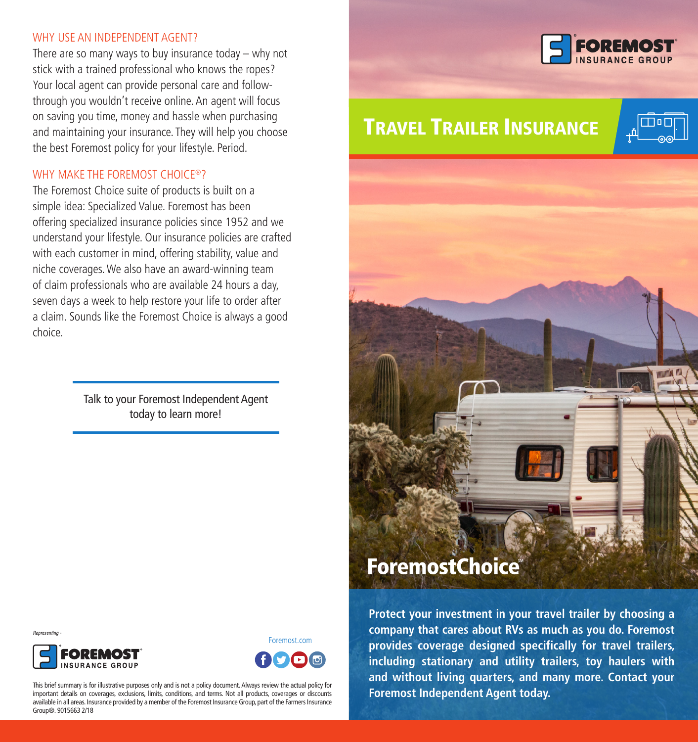## WHY USE AN INDEPENDENT AGENT?

There are so many ways to buy insurance today – why not stick with a trained professional who knows the ropes? Your local agent can provide personal care and follow-through you wouldn't receive online. An agent will focus on saving you time, money and hassle when purchasing and maintaining your insurance. They will help you choose the best Foremost policy for your lifestyle. Period.

## WHY MAKE THE FOREMOST CHOICE®?

The Foremost Choice suite of products is built on a simple idea: Specialized Value. Foremost has been offering specialized insurance policies since 1952 and we understand your lifestyle. Our insurance policies are crafted with each customer in mind, offering stability, value and niche coverages. We also have an award-winning team of claim professionals who are available 24 hours a day, seven days a week to help restore your life to order after a claim. Sounds like the Foremost Choice is always a good choice.

Talk to your Foremost Independent Agent today to learn more!

*Representing -*

FOREMOST® INSURANCE GROUP

Foremost.com

This brief summary is for illustrative purposes only and is not a policy document. Always review the actual policy for important details on coverages, exclusions, limits, conditions, and terms. Not all products, coverages or discounts available in all areas. Insurance provided by a member of the Foremost Insurance Group, part of the Farmers Insurance Group®. 9015663 2/18

FOREMOST® INSURANCE GROUP

# TRAVEL TRAILER INSURANCE

## ForemostChoice℠

**Protect your investment in your travel trailer by choosing a company that cares about RVs as much as you do. Foremost provides coverage designed specifically for travel trailers, including stationary and utility trailers, toy haulers with and without living quarters, and many more. Contact your Foremost Independent Agent today.**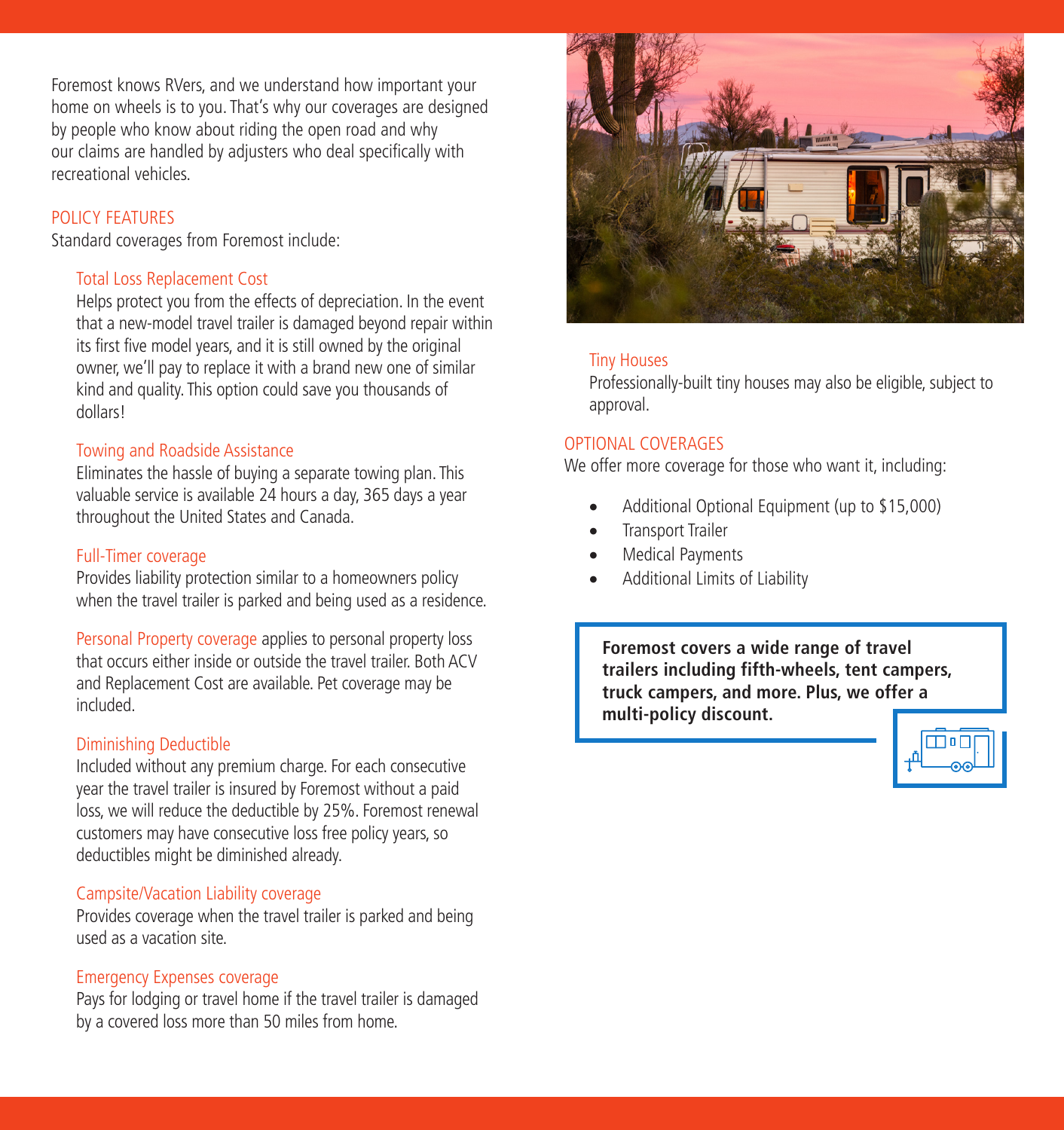Foremost knows RVers, and we understand how important your home on wheels is to you. That's why our coverages are designed by people who know about riding the open road and why our claims are handled by adjusters who deal specifically with recreational vehicles.

## POLICY FEATURES

Standard coverages from Foremost include:

### Total Loss Replacement Cost

Helps protect you from the effects of depreciation. In the event that a new-model travel trailer is damaged beyond repair within its first five model years, and it is still owned by the original owner, we'll pay to replace it with a brand new one of similar kind and quality. This option could save you thousands of dollars!

### Towing and Roadside Assistance

Eliminates the hassle of buying a separate towing plan. This valuable service is available 24 hours a day, 365 days a year throughout the United States and Canada.

### Full-Timer coverage

Provides liability protection similar to a homeowners policy when the travel trailer is parked and being used as a residence.

Personal Property coverage applies to personal property loss that occurs either inside or outside the travel trailer. Both ACV and Replacement Cost are available. Pet coverage may be included.

### Diminishing Deductible

Included without any premium charge. For each consecutive year the travel trailer is insured by Foremost without a paid loss, we will reduce the deductible by 25%. Foremost renewal customers may have consecutive loss free policy years, so deductibles might be diminished already.

### Campsite/Vacation Liability coverage

Provides coverage when the travel trailer is parked and being used as a vacation site.

### Emergency Expenses coverage

Pays for lodging or travel home if the travel trailer is damaged by a covered loss more than 50 miles from home.

### Tiny Houses

Professionally-built tiny houses may also be eligible, subject to approval.

## OPTIONAL COVERAGES

We offer more coverage for those who want it, including:

- Additional Optional Equipment (up to $15,000)
- Transport Trailer
- Medical Payments
- Additional Limits of Liability

**Foremost covers a wide range of travel trailers including fifth-wheels, tent campers, truck campers, and more. Plus, we offer a multi-policy discount.**